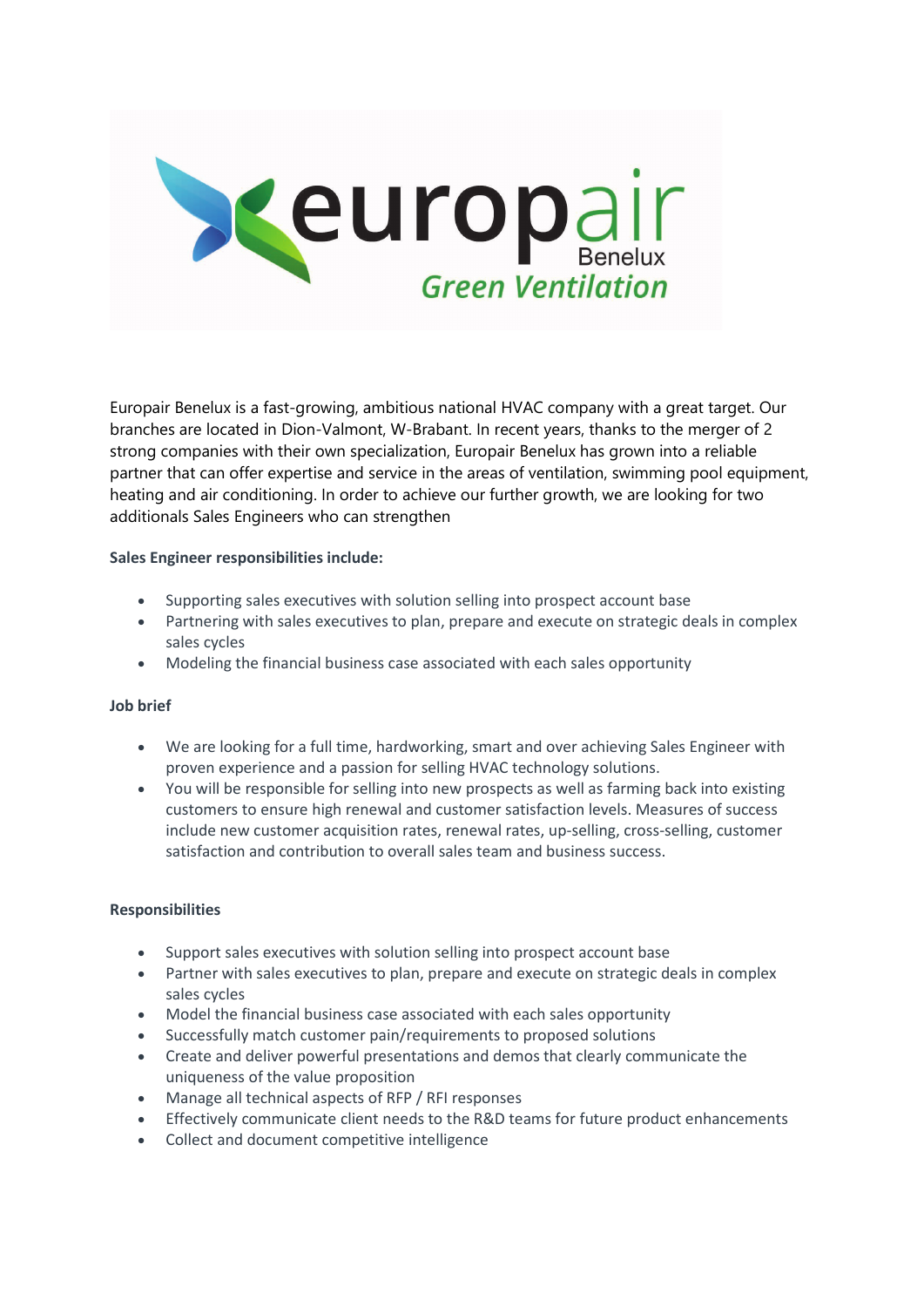europair Benelux
*Green Ventilation*

Europair Benelux is a fast-growing, ambitious national HVAC company with a great target. Our branches are located in Dion-Valmont, W-Brabant. In recent years, thanks to the merger of 2 strong companies with their own specialization, Europair Benelux has grown into a reliable partner that can offer expertise and service in the areas of ventilation, swimming pool equipment, heating and air conditioning. In order to achieve our further growth, we are looking for two additionals Sales Engineers who can strengthen

**Sales Engineer responsibilities include:**

- Supporting sales executives with solution selling into prospect account base
- Partnering with sales executives to plan, prepare and execute on strategic deals in complex sales cycles
- Modeling the financial business case associated with each sales opportunity

**Job brief**

- We are looking for a full time, hardworking, smart and over achieving Sales Engineer with proven experience and a passion for selling HVAC technology solutions.
- You will be responsible for selling into new prospects as well as farming back into existing customers to ensure high renewal and customer satisfaction levels. Measures of success include new customer acquisition rates, renewal rates, up-selling, cross-selling, customer satisfaction and contribution to overall sales team and business success.

**Responsibilities**

- Support sales executives with solution selling into prospect account base
- Partner with sales executives to plan, prepare and execute on strategic deals in complex sales cycles
- Model the financial business case associated with each sales opportunity
- Successfully match customer pain/requirements to proposed solutions
- Create and deliver powerful presentations and demos that clearly communicate the uniqueness of the value proposition
- Manage all technical aspects of RFP / RFI responses
- Effectively communicate client needs to the R&D teams for future product enhancements
- Collect and document competitive intelligence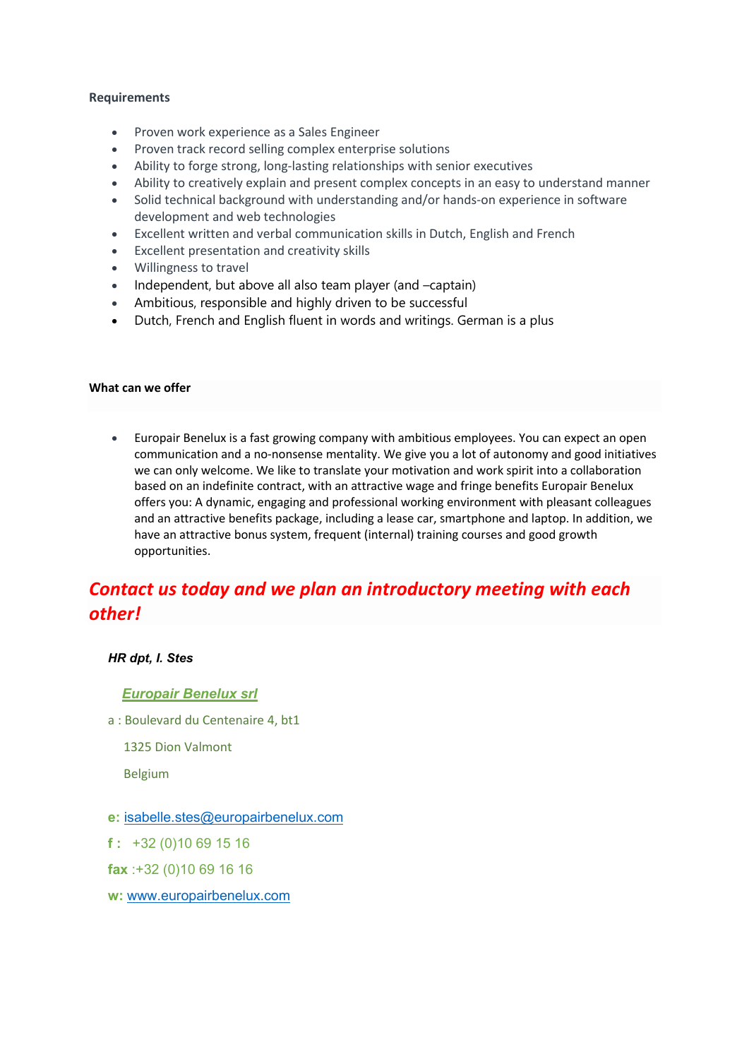**Requirements**

- Proven work experience as a Sales Engineer
- Proven track record selling complex enterprise solutions
- Ability to forge strong, long-lasting relationships with senior executives
- Ability to creatively explain and present complex concepts in an easy to understand manner
- Solid technical background with understanding and/or hands-on experience in software development and web technologies
- Excellent written and verbal communication skills in Dutch, English and French
- Excellent presentation and creativity skills
- Willingness to travel
- Independent, but above all also team player (and –captain)
- Ambitious, responsible and highly driven to be successful
- Dutch, French and English fluent in words and writings. German is a plus

**What can we offer**

- Europair Benelux is a fast growing company with ambitious employees. You can expect an open communication and a no-nonsense mentality. We give you a lot of autonomy and good initiatives we can only welcome. We like to translate your motivation and work spirit into a collaboration based on an indefinite contract, with an attractive wage and fringe benefits Europair Benelux offers you: A dynamic, engaging and professional working environment with pleasant colleagues and an attractive benefits package, including a lease car, smartphone and laptop. In addition, we have an attractive bonus system, frequent (internal) training courses and good growth opportunities.

## *Contact us today and we plan an introductory meeting with each other!*

***HR dpt, I. Stes***

***Europair Benelux srl***

a : Boulevard du Centenaire 4, bt1

1325 Dion Valmont

Belgium

**e:** isabelle.stes@europairbenelux.com

**f :** +32 (0)10 69 15 16

**fax** :+32 (0)10 69 16 16

**w:** www.europairbenelux.com